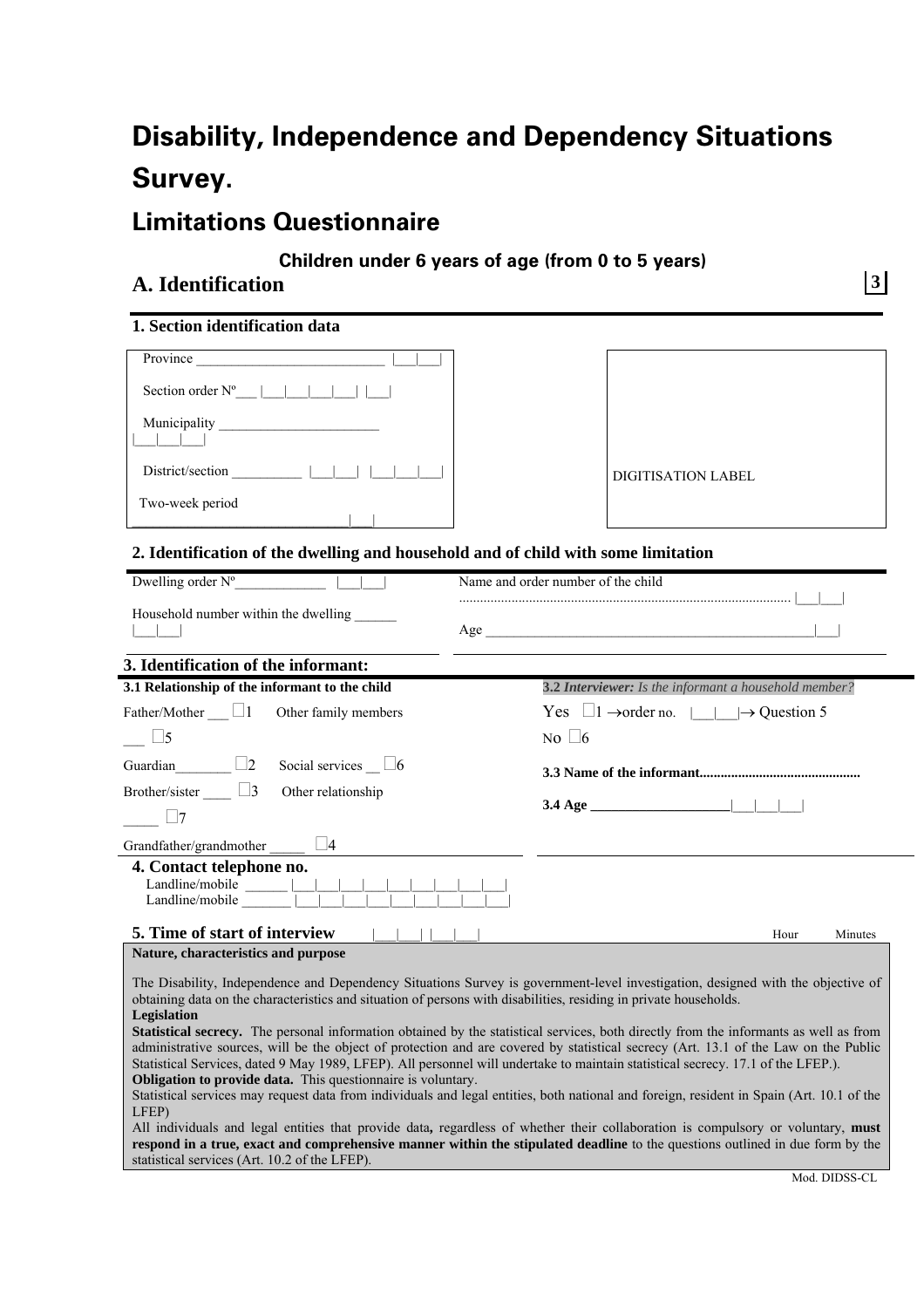# Disability, Independence and Dependency Situations Survey.

## Limitations Questionnaire

**Children under 6 years of age (from 0 to 5 years)**

## A. Identification

**3**

### 1. Section identification data

Province ___________________________ |___|___|

Section order Nº___ |___|___|___|___| |___|

Municipality ________________________ |___|___|___|

District/section __________ |___|___| |___|___|___|

Two-week period ________________________________|___|

DIGITISATION LABEL

### 2. Identification of the dwelling and household and of child with some limitation

Dwelling order Nº_____________ |___|___|

Household number within the dwelling ______ |___|___|

Name and order number of the child ............................................................................... |___|___|

Age ____________________________________________________|___|

### 3. Identification of the informant:

**3.1 Relationship of the informant to the child**

Father/Mother ___ ☐1

Guardian________ ☐2

Brother/sister ____ ☐3

Grandfather/grandmother _____ ☐4

Other family members ___ ☐5

Social services __ ☐6

Other relationship _____ ☐7

***3.2 Interviewer:** Is the informant a household member?*

Yes ☐1 →order no. |___|___|→ Question 5

No ☐6

**3.3 Name of the informant.............................................**

**3.4 Age ____________________|___|___|___|**

### 4. Contact telephone no.

Landline/mobile ______ |___|___|___|___|___|___|___|___|___|

Landline/mobile _______ |___|___|___|___|___|___|___|___|___|

### 5. Time of start of interview |___|___| |___|___|

Hour Minutes

**Nature, characteristics and purpose**

The Disability, Independence and Dependency Situations Survey is government-level investigation, designed with the objective of obtaining data on the characteristics and situation of persons with disabilities, residing in private households.

**Legislation**

**Statistical secrecy.** The personal information obtained by the statistical services, both directly from the informants as well as from administrative sources, will be the object of protection and are covered by statistical secrecy (Art. 13.1 of the Law on the Public Statistical Services, dated 9 May 1989, LFEP). All personnel will undertake to maintain statistical secrecy. 17.1 of the LFEP.).

**Obligation to provide data.** This questionnaire is voluntary.

Statistical services may request data from individuals and legal entities, both national and foreign, resident in Spain (Art. 10.1 of the LFEP)

All individuals and legal entities that provide data**,** regardless of whether their collaboration is compulsory or voluntary, **must respond in a true, exact and comprehensive manner within the stipulated deadline** to the questions outlined in due form by the statistical services (Art. 10.2 of the LFEP).

Mod. DIDSS-CL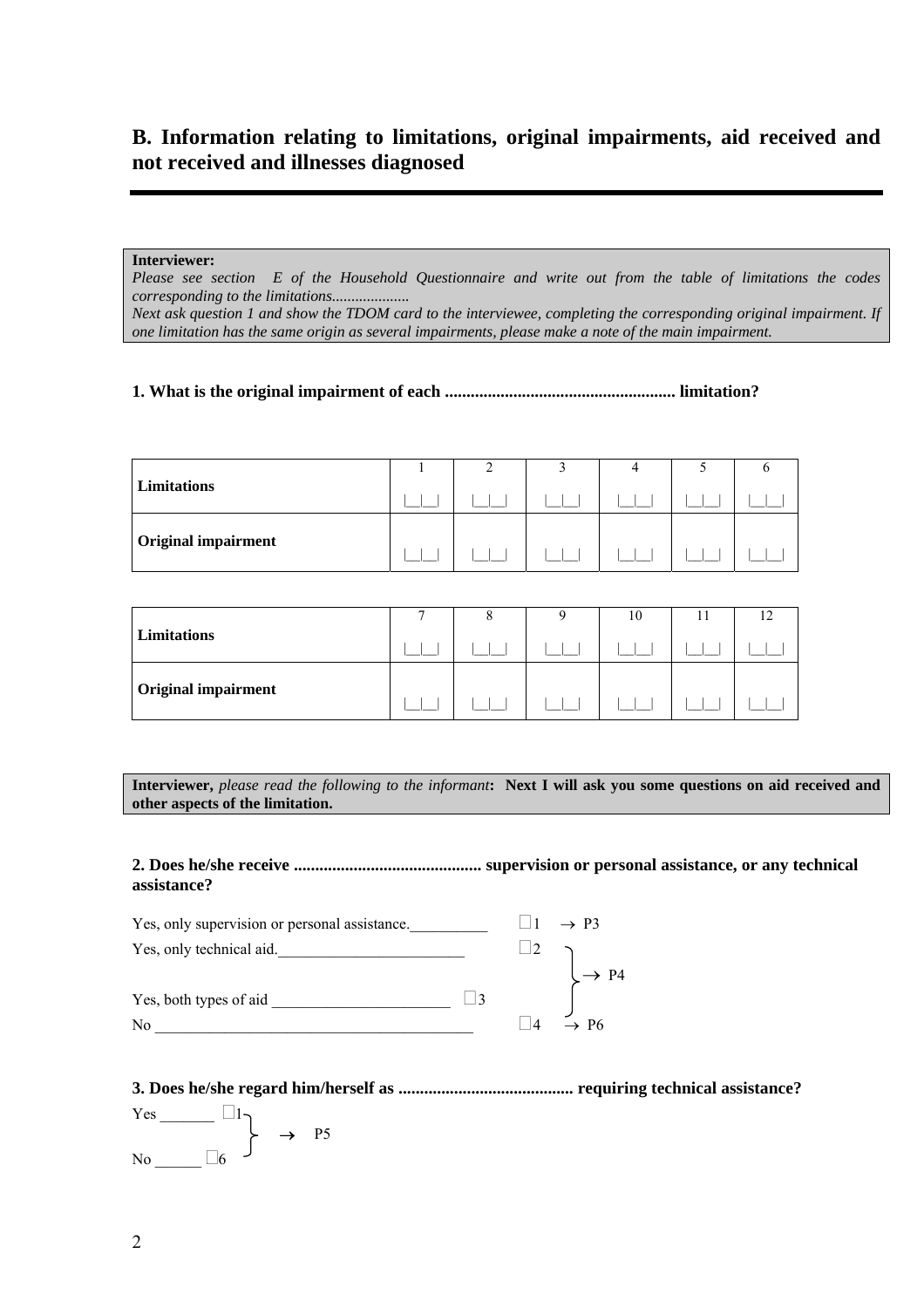## B. Information relating to limitations, original impairments, aid received and not received and illnesses diagnosed

---

**Interviewer:**
*Please see section E of the Household Questionnaire and write out from the table of limitations the codes corresponding to the limitations....................*
*Next ask question 1 and show the TDOM card to the interviewee, completing the corresponding original impairment. If one limitation has the same origin as several impairments, please make a note of the main impairment.*

**1. What is the original impairment of each ...................................................... limitation?**

| | 1 | 2 | 3 | 4 | 5 | 6 |
|---|---|---|---|---|---|---|
| **Limitations** | \|__\|__\| | \|__\|__\| | \|__\|__\| | \|__\|__\| | \|__\|__\| | \|__\|__\| |
| **Original impairment** | \|__\|__\| | \|__\|__\| | \|__\|__\| | \|__\|__\| | \|__\|__\| | \|__\|__\| |

| | 7 | 8 | 9 | 10 | 11 | 12 |
|---|---|---|---|---|---|---|
| **Limitations** | \|__\|__\| | \|__\|__\| | \|__\|__\| | \|__\|__\| | \|__\|__\| | \|__\|__\| |
| **Original impairment** | \|__\|__\| | \|__\|__\| | \|__\|__\| | \|__\|__\| | \|__\|__\| | \|__\|__\| |

**Interviewer,** *please read the following to the informant***: Next I will ask you some questions on aid received and other aspects of the limitation.**

**2. Does he/she receive ............................................ supervision or personal assistance, or any technical assistance?**

- Yes, only supervision or personal assistance.__________ □1 → P3
- Yes, only technical aid.________________________ □2 → P4
- Yes, both types of aid ______________________ □3 → P4
- No _________________________________________ □4 → P6

**3. Does he/she regard him/herself as ......................................... requiring technical assistance?**

- Yes _______ □1 → P5
- No ______ □6 → P5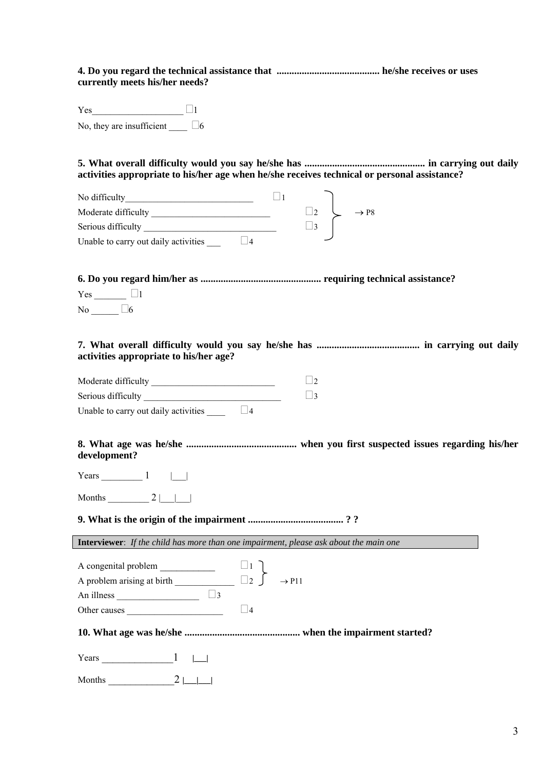**4. Do you regard the technical assistance that ......................................... he/she receives or uses currently meets his/her needs?**

Yes___________________ ☐1

No, they are insufficient ____ ☐6

**5. What overall difficulty would you say he/she has ................................................ in carrying out daily activities appropriate to his/her age when he/she receives technical or personal assistance?**

No difficulty___________________________ ☐1 ⎫
Moderate difficulty _________________________ ☐2 ⎬ → P8
Serious difficulty ____________________________ ☐3 ⎭
Unable to carry out daily activities ___ ☐4

**6. Do you regard him/her as ................................................ requiring technical assistance?**

Yes _______ ☐1

No ______ ☐6

**7. What overall difficulty would you say he/she has ......................................... in carrying out daily activities appropriate to his/her age?**

Moderate difficulty __________________________ ☐2

Serious difficulty _____________________________ ☐3

Unable to carry out daily activities ____ ☐4

**8. What age was he/she ............................................ when you first suspected issues regarding his/her development?**

Years _________ 1 |___|

Months _________ 2 |___|___|

**9. What is the origin of the impairment ...................................... ? ?**

| **Interviewer**: *If the child has more than one impairment, please ask about the main one* |
|---|

A congenital problem ___________ ☐1 ⎫
A problem arising at birth ____________ ☐2 ⎭ → P11
An illness _________________ ☐3
Other causes ____________________ ☐4

**10. What age was he/she .............................................. when the impairment started?**

Years _______________1 |___|

Months ______________2 |___|___|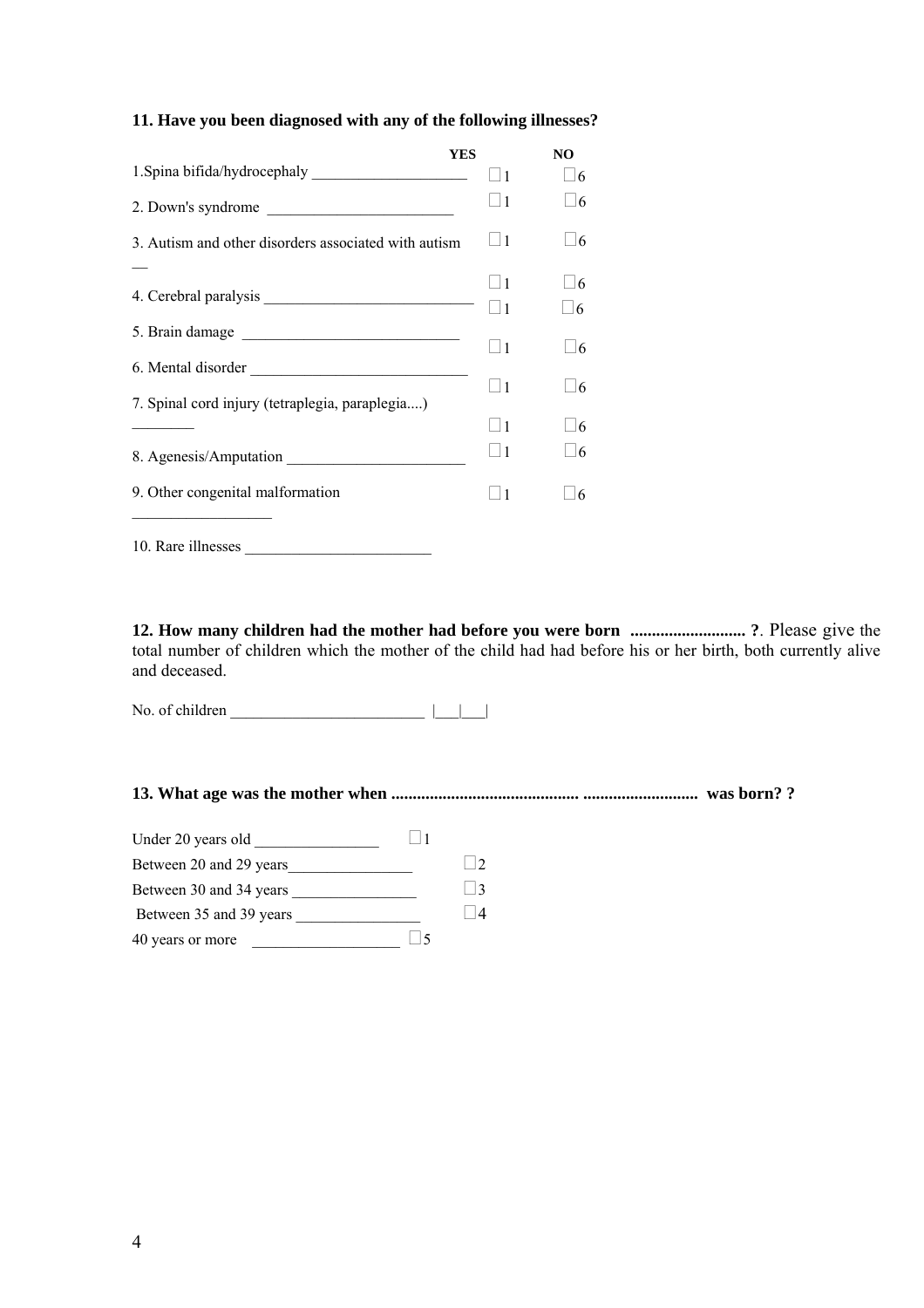**11. Have you been diagnosed with any of the following illnesses?**

| | YES | NO |
|---|---|---|
| 1.Spina bifida/hydrocephaly ____________________ | ☐1 | ☐6 |
| 2. Down's syndrome ________________________ | ☐1 | ☐6 |
| 3. Autism and other disorders associated with autism __ | ☐1 | ☐6 |
| 4. Cerebral paralysis ___________________________ | ☐1 | ☐6 |
| 5. Brain damage ____________________________ | ☐1 | ☐6 |
| 6. Mental disorder ____________________________ | ☐1 | ☐6 |
| 7. Spinal cord injury (tetraplegia, paraplegia....) ________ | ☐1 | ☐6 |
| 8. Agenesis/Amputation ______________________ | ☐1 | ☐6 |
| 9. Other congenital malformation _________________ | ☐1 | ☐6 |
| 10. Rare illnesses ________________________ | ☐1 | ☐6 |

**12. How many children had the mother had before you were born ........................... ?**. Please give the total number of children which the mother of the child had had before his or her birth, both currently alive and deceased.

No. of children _________________________ |___|___|

**13. What age was the mother when .......................................... ........................... was born? ?**

Under 20 years old ________________ ☐1

Between 20 and 29 years________________ ☐2

Between 30 and 34 years ________________ ☐3

Between 35 and 39 years ________________ ☐4

40 years or more ___________________ ☐5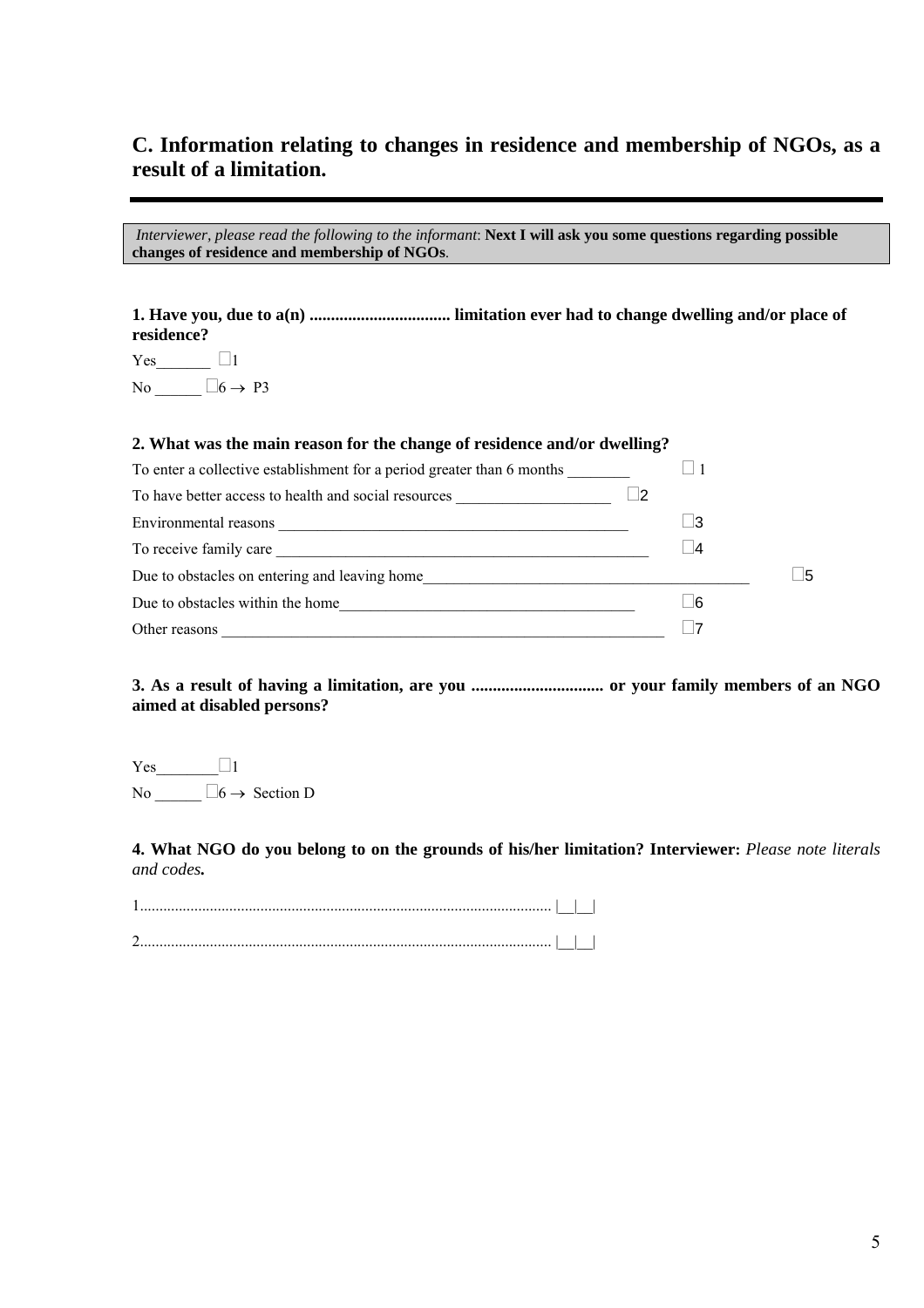## C. Information relating to changes in residence and membership of NGOs, as a result of a limitation.

*Interviewer, please read the following to the informant*: **Next I will ask you some questions regarding possible changes of residence and membership of NGOs**.

**1. Have you, due to a(n) ................................ limitation ever had to change dwelling and/or place of residence?**

Yes_______ ☐1

No ______ ☐6 → P3

**2. What was the main reason for the change of residence and/or dwelling?**

To enter a collective establishment for a period greater than 6 months ________ ☐ 1

To have better access to health and social resources ___________________ ☐2

Environmental reasons ____________________________________________ ☐3

To receive family care ______________________________________________ ☐4

Due to obstacles on entering and leaving home________________________________________ ☐5

Due to obstacles within the home____________________________________ ☐6

Other reasons _______________________________________________________ ☐7

**3. As a result of having a limitation, are you .............................. or your family members of an NGO aimed at disabled persons?**

Yes________☐1

No ______ ☐6 → Section D

**4. What NGO do you belong to on the grounds of his/her limitation? Interviewer:** *Please note literals and codes.*

1......................................................................................................... |__|__|

2......................................................................................................... |__|__|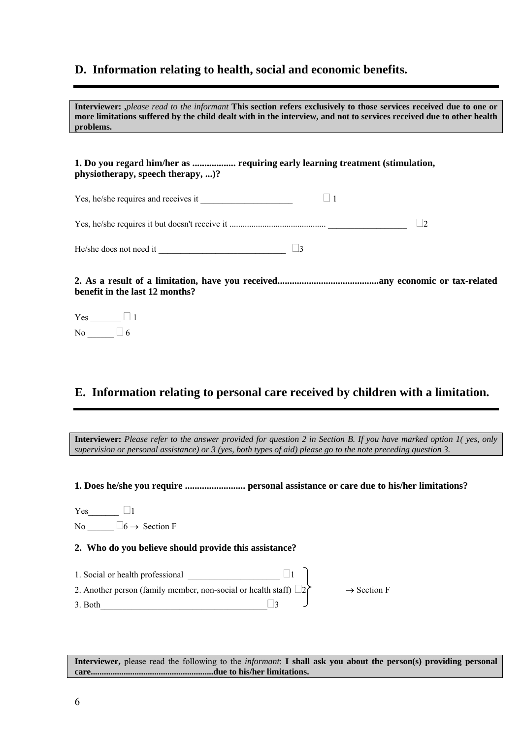## D. Information relating to health, social and economic benefits.

**Interviewer: ,***please read to the informant* **This section refers exclusively to those services received due to one or more limitations suffered by the child dealt with in the interview, and not to services received due to other health problems.**

**1. Do you regard him/her as .................. requiring early learning treatment (stimulation, physiotherapy, speech therapy, ...)?**

Yes, he/she requires and receives it ____________________ ☐ 1

Yes, he/she requires it but doesn't receive it ........................................... __________________ ☐2

He/she does not need it ____________________________ ☐3

**2. As a result of a limitation, have you received..........................................any economic or tax-related benefit in the last 12 months?**

Yes _______ ☐ 1
No ______ ☐ 6

## E. Information relating to personal care received by children with a limitation.

**Interviewer:** *Please refer to the answer provided for question 2 in Section B. If you have marked option 1( yes, only supervision or personal assistance) or 3 (yes, both types of aid) please go to the note preceding question 3.*

**1. Does he/she you require ......................... personal assistance or care due to his/her limitations?**

Yes_______ ☐1
No ______ ☐6 → Section F

**2. Who do you believe should provide this assistance?**

1. Social or health professional ____________________ ☐1
2. Another person (family member, non-social or health staff) ☐2
3. Both____________________________________☐3

} → Section F

**Interviewer,** please read the following to the *informant*: **I shall ask you about the person(s) providing personal care......................................................due to his/her limitations.**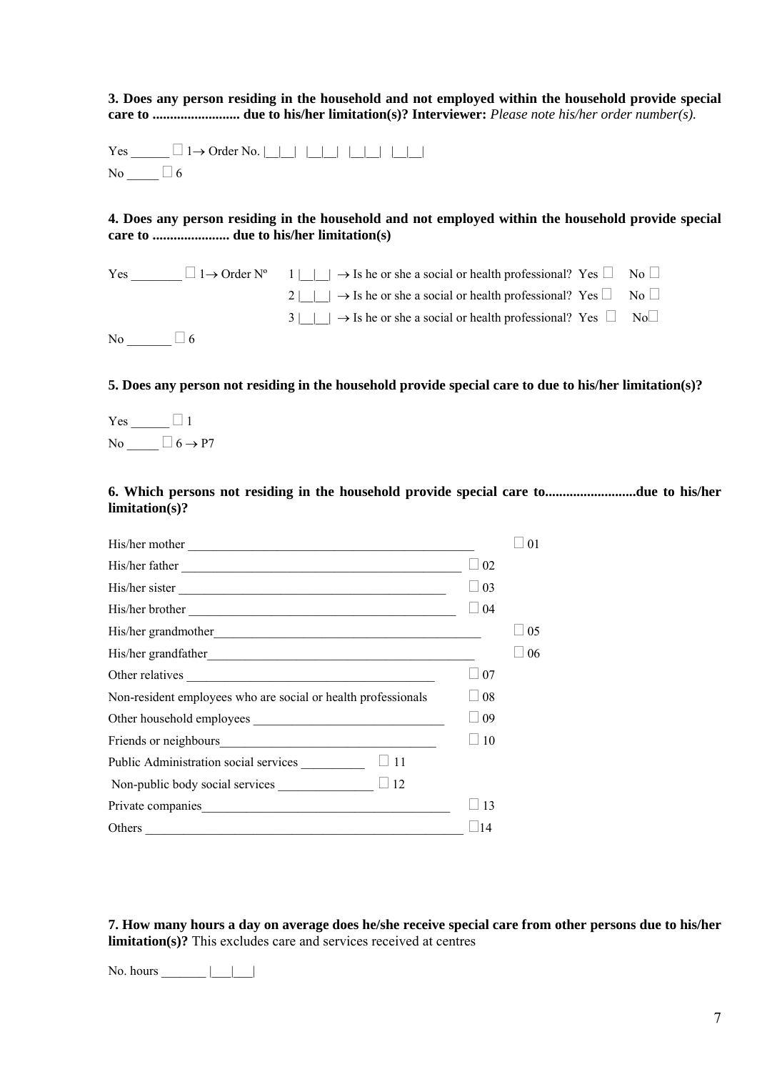**3. Does any person residing in the household and not employed within the household provide special care to ......................... due to his/her limitation(s)? Interviewer:** *Please note his/her order number(s).*

Yes ______ ☐ 1→ Order No. |__|__| |__|__| |__|__| |__|__|

No _____ ☐ 6

**4. Does any person residing in the household and not employed within the household provide special care to ...................... due to his/her limitation(s)**

Yes ________ ☐ 1→ Order Nº 1 |__|__| → Is he or she a social or health professional? Yes ☐ No ☐

2 |__|__| → Is he or she a social or health professional? Yes ☐ No ☐

3 |__|__| → Is he or she a social or health professional? Yes ☐ No ☐

No _______ ☐ 6

**5. Does any person not residing in the household provide special care to due to his/her limitation(s)?**

Yes ______ ☐ 1

No _____ ☐ 6 → P7

**6. Which persons not residing in the household provide special care to..........................due to his/her limitation(s)?**

His/her mother ____________________________________________ ☐ 01

His/her father ____________________________________________ ☐ 02

His/her sister ____________________________________________ ☐ 03

His/her brother ___________________________________________ ☐ 04

His/her grandmother________________________________________ ☐ 05

His/her grandfather________________________________________ ☐ 06

Other relatives ___________________________________________ ☐ 07

Non-resident employees who are social or health professionals ☐ 08

Other household employees _________________________________ ☐ 09

Friends or neighbours______________________________________ ☐ 10

Public Administration social services __________ ☐ 11

Non-public body social services _______________ ☐ 12

Private companies__________________________________________ ☐ 13

Others ____________________________________________________ ☐ 14

**7. How many hours a day on average does he/she receive special care from other persons due to his/her limitation(s)?** This excludes care and services received at centres

No. hours _______ |___|___|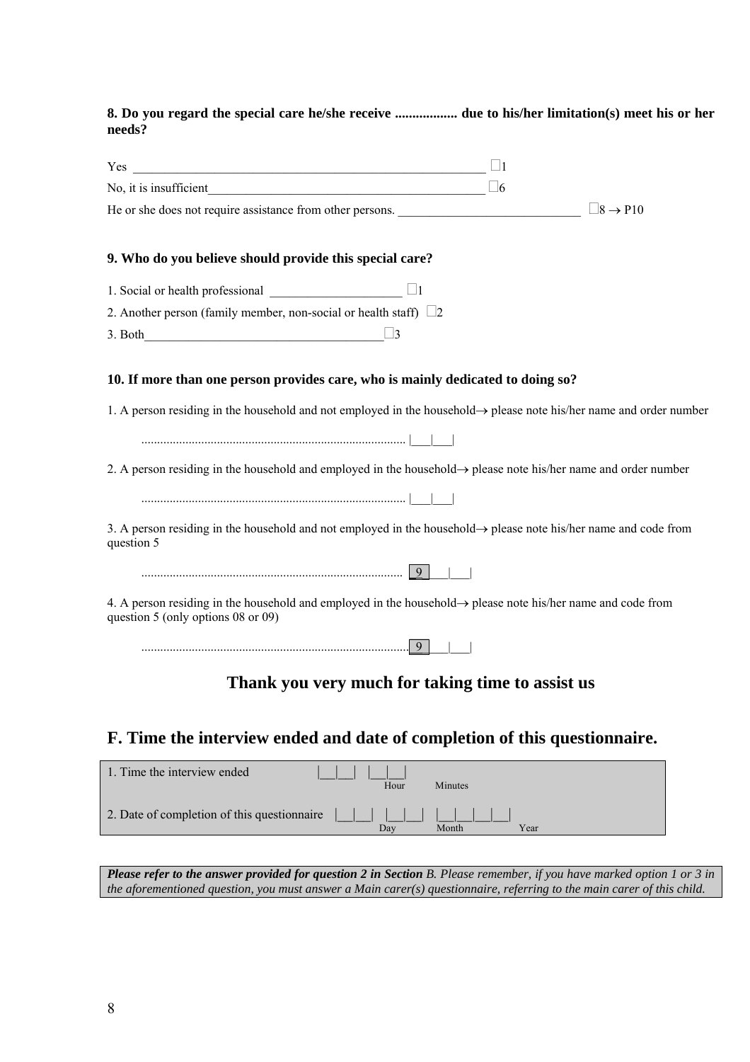**8. Do you regard the special care he/she receive .................. due to his/her limitation(s) meet his or her needs?**

Yes ________________________________________________________ ☐1

No, it is insufficient___________________________________________ ☐6

He or she does not require assistance from other persons. ____________________________ ☐8 → P10

**9. Who do you believe should provide this special care?**

1. Social or health professional ____________________ ☐1
2. Another person (family member, non-social or health staff) ☐2
3. Both_____________________________________☐3

**10. If more than one person provides care, who is mainly dedicated to doing so?**

1. A person residing in the household and not employed in the household→ please note his/her name and order number

   .................................................................................. |___|___|

2. A person residing in the household and employed in the household→ please note his/her name and order number

   .................................................................................. |___|___|

3. A person residing in the household and not employed in the household→ please note his/her name and code from question 5

   .................................................................................. 9 |___|___|

4. A person residing in the household and employed in the household→ please note his/her name and code from question 5 (only options 08 or 09)

   .................................................................................. 9 |___|___|

## Thank you very much for taking time to assist us

## F. Time the interview ended and date of completion of this questionnaire.

| | |
|---|---|
| 1. Time the interview ended | \|__\|__\| \|__\|__\| Hour Minutes |
| 2. Date of completion of this questionnaire | \|__\|__\| \|__\|__\| \|__\|__\|__\|__\| Day Month Year |

***Please refer to the answer provided for question 2 in Section** B. Please remember, if you have marked option 1 or 3 in the aforementioned question, you must answer a Main carer(s) questionnaire, referring to the main carer of this child.*